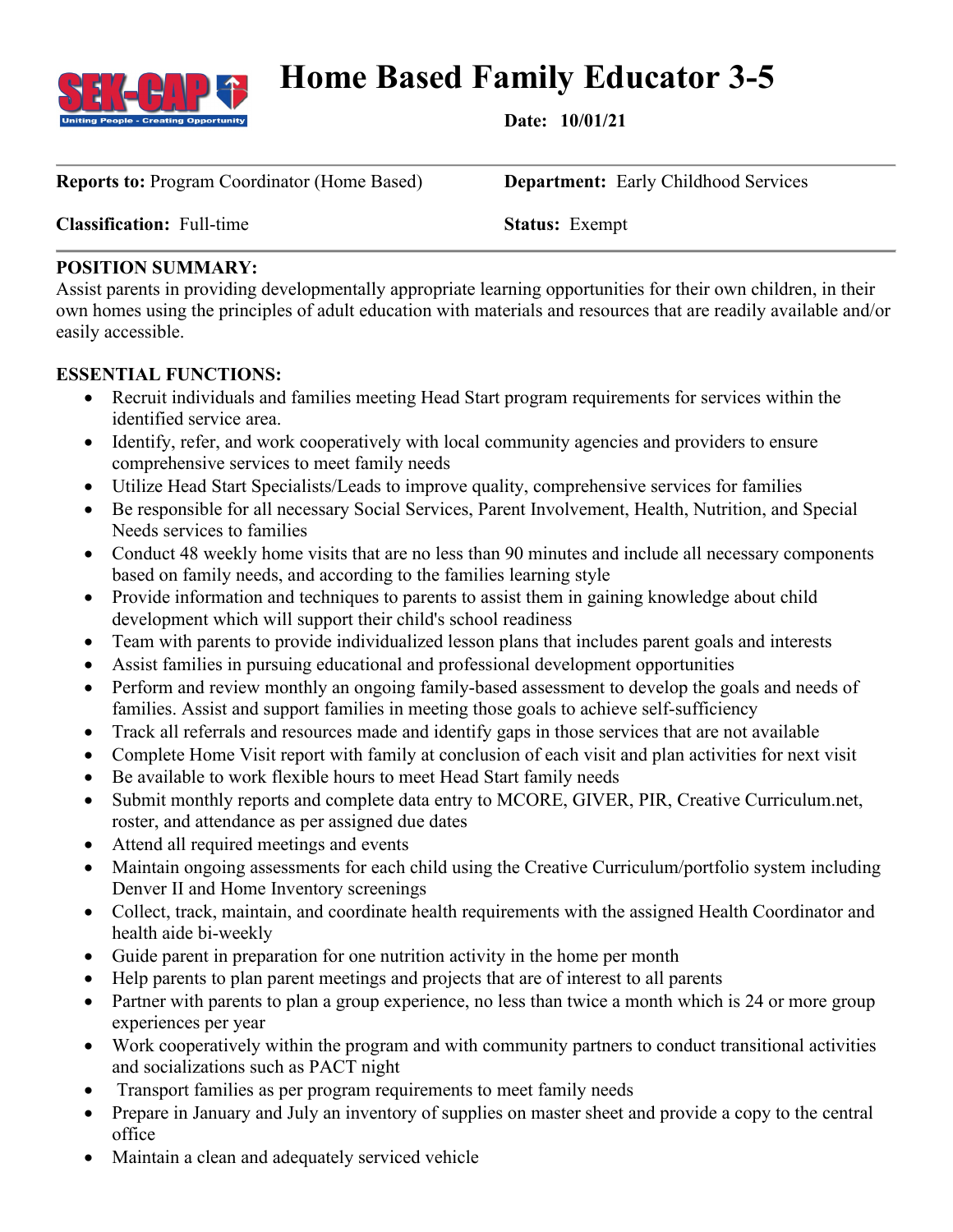# Home Based Family Educator 3-5

**Date: 10/01/21**

**Reports to:** Program Coordinator (Home Based)

**Department:** Early Childhood Services

**Classification:** Full-time

**Status:** Exempt

**POSITION SUMMARY:**

Assist parents in providing developmentally appropriate learning opportunities for their own children, in their own homes using the principles of adult education with materials and resources that are readily available and/or easily accessible.

**ESSENTIAL FUNCTIONS:**

- Recruit individuals and families meeting Head Start program requirements for services within the identified service area.
- Identify, refer, and work cooperatively with local community agencies and providers to ensure comprehensive services to meet family needs
- Utilize Head Start Specialists/Leads to improve quality, comprehensive services for families
- Be responsible for all necessary Social Services, Parent Involvement, Health, Nutrition, and Special Needs services to families
- Conduct 48 weekly home visits that are no less than 90 minutes and include all necessary components based on family needs, and according to the families learning style
- Provide information and techniques to parents to assist them in gaining knowledge about child development which will support their child's school readiness
- Team with parents to provide individualized lesson plans that includes parent goals and interests
- Assist families in pursuing educational and professional development opportunities
- Perform and review monthly an ongoing family-based assessment to develop the goals and needs of families. Assist and support families in meeting those goals to achieve self-sufficiency
- Track all referrals and resources made and identify gaps in those services that are not available
- Complete Home Visit report with family at conclusion of each visit and plan activities for next visit
- Be available to work flexible hours to meet Head Start family needs
- Submit monthly reports and complete data entry to MCORE, GIVER, PIR, Creative Curriculum.net, roster, and attendance as per assigned due dates
- Attend all required meetings and events
- Maintain ongoing assessments for each child using the Creative Curriculum/portfolio system including Denver II and Home Inventory screenings
- Collect, track, maintain, and coordinate health requirements with the assigned Health Coordinator and health aide bi-weekly
- Guide parent in preparation for one nutrition activity in the home per month
- Help parents to plan parent meetings and projects that are of interest to all parents
- Partner with parents to plan a group experience, no less than twice a month which is 24 or more group experiences per year
- Work cooperatively within the program and with community partners to conduct transitional activities and socializations such as PACT night
- Transport families as per program requirements to meet family needs
- Prepare in January and July an inventory of supplies on master sheet and provide a copy to the central office
- Maintain a clean and adequately serviced vehicle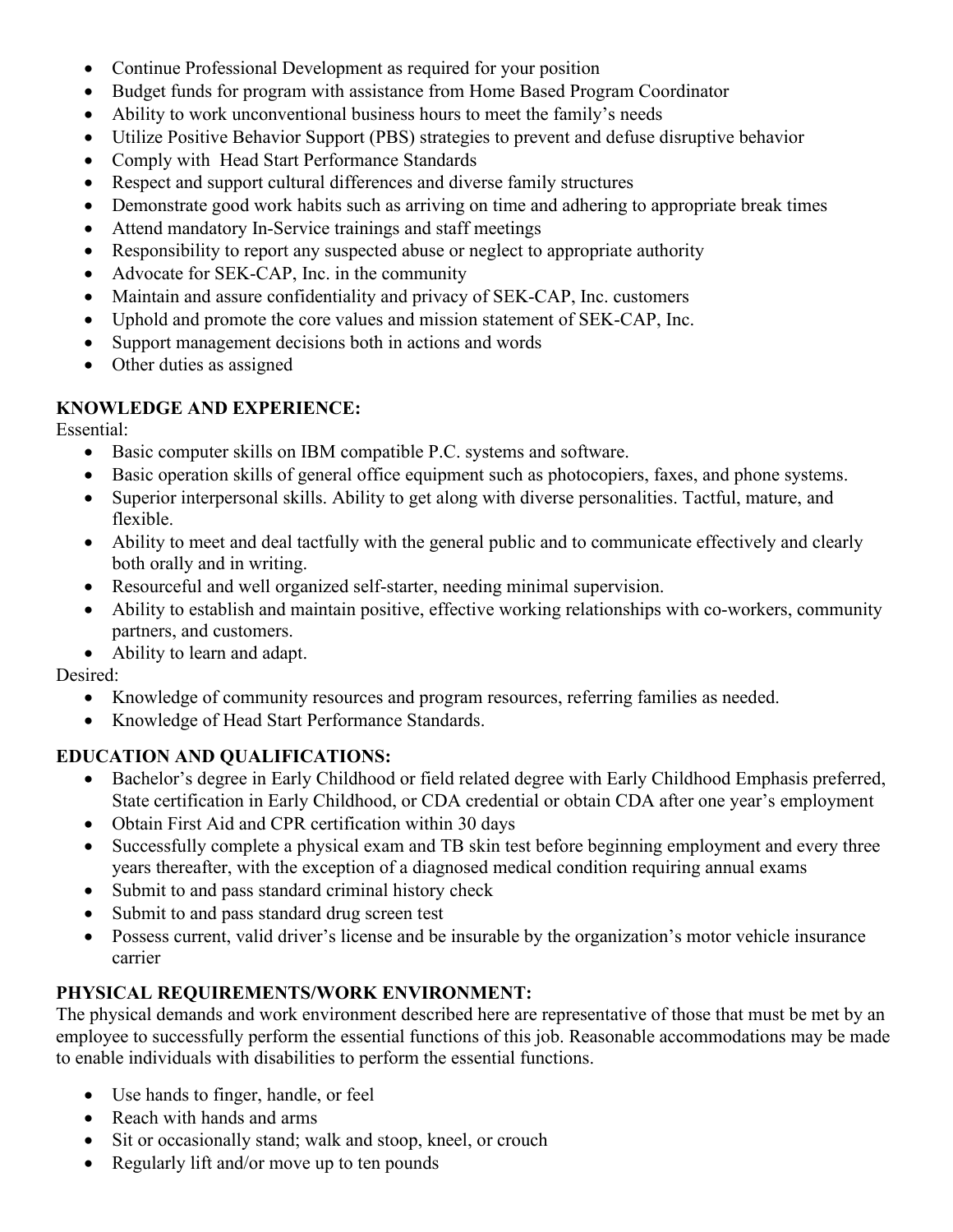- Continue Professional Development as required for your position
- Budget funds for program with assistance from Home Based Program Coordinator
- Ability to work unconventional business hours to meet the family's needs
- Utilize Positive Behavior Support (PBS) strategies to prevent and defuse disruptive behavior
- Comply with Head Start Performance Standards
- Respect and support cultural differences and diverse family structures
- Demonstrate good work habits such as arriving on time and adhering to appropriate break times
- Attend mandatory In-Service trainings and staff meetings
- Responsibility to report any suspected abuse or neglect to appropriate authority
- Advocate for SEK-CAP, Inc. in the community
- Maintain and assure confidentiality and privacy of SEK-CAP, Inc. customers
- Uphold and promote the core values and mission statement of SEK-CAP, Inc.
- Support management decisions both in actions and words
- Other duties as assigned

**KNOWLEDGE AND EXPERIENCE:**

Essential:

- Basic computer skills on IBM compatible P.C. systems and software.
- Basic operation skills of general office equipment such as photocopiers, faxes, and phone systems.
- Superior interpersonal skills. Ability to get along with diverse personalities. Tactful, mature, and flexible.
- Ability to meet and deal tactfully with the general public and to communicate effectively and clearly both orally and in writing.
- Resourceful and well organized self-starter, needing minimal supervision.
- Ability to establish and maintain positive, effective working relationships with co-workers, community partners, and customers.
- Ability to learn and adapt.

Desired:

- Knowledge of community resources and program resources, referring families as needed.
- Knowledge of Head Start Performance Standards.

**EDUCATION AND QUALIFICATIONS:**

- Bachelor's degree in Early Childhood or field related degree with Early Childhood Emphasis preferred, State certification in Early Childhood, or CDA credential or obtain CDA after one year's employment
- Obtain First Aid and CPR certification within 30 days
- Successfully complete a physical exam and TB skin test before beginning employment and every three years thereafter, with the exception of a diagnosed medical condition requiring annual exams
- Submit to and pass standard criminal history check
- Submit to and pass standard drug screen test
- Possess current, valid driver's license and be insurable by the organization's motor vehicle insurance carrier

**PHYSICAL REQUIREMENTS/WORK ENVIRONMENT:**

The physical demands and work environment described here are representative of those that must be met by an employee to successfully perform the essential functions of this job. Reasonable accommodations may be made to enable individuals with disabilities to perform the essential functions.

- Use hands to finger, handle, or feel
- Reach with hands and arms
- Sit or occasionally stand; walk and stoop, kneel, or crouch
- Regularly lift and/or move up to ten pounds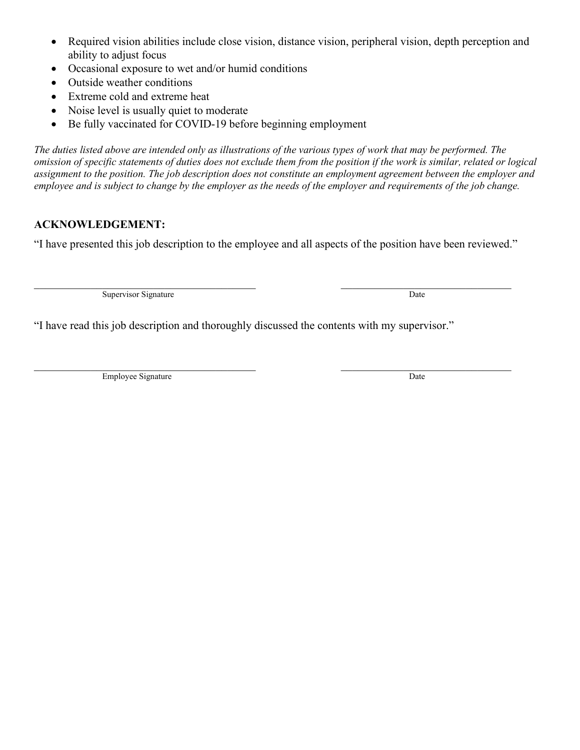- Required vision abilities include close vision, distance vision, peripheral vision, depth perception and ability to adjust focus
- Occasional exposure to wet and/or humid conditions
- Outside weather conditions
- Extreme cold and extreme heat
- Noise level is usually quiet to moderate
- Be fully vaccinated for COVID-19 before beginning employment

*The duties listed above are intended only as illustrations of the various types of work that may be performed. The omission of specific statements of duties does not exclude them from the position if the work is similar, related or logical assignment to the position. The job description does not constitute an employment agreement between the employer and employee and is subject to change by the employer as the needs of the employer and requirements of the job change.*

**ACKNOWLEDGEMENT:**

"I have presented this job description to the employee and all aspects of the position have been reviewed."

\_\_\_\_\_\_\_\_\_\_\_\_\_\_\_\_\_\_\_\_\_\_\_\_\_\_\_\_\_\_\_\_\_\_\_\_\_\_\_\_ \_\_\_\_\_\_\_\_\_\_\_\_\_\_\_\_\_\_\_\_\_\_\_\_\_\_\_\_\_\_\_\_
Supervisor Signature Date

"I have read this job description and thoroughly discussed the contents with my supervisor."

\_\_\_\_\_\_\_\_\_\_\_\_\_\_\_\_\_\_\_\_\_\_\_\_\_\_\_\_\_\_\_\_\_\_\_\_\_\_\_\_ \_\_\_\_\_\_\_\_\_\_\_\_\_\_\_\_\_\_\_\_\_\_\_\_\_\_\_\_\_\_\_\_
Employee Signature Date